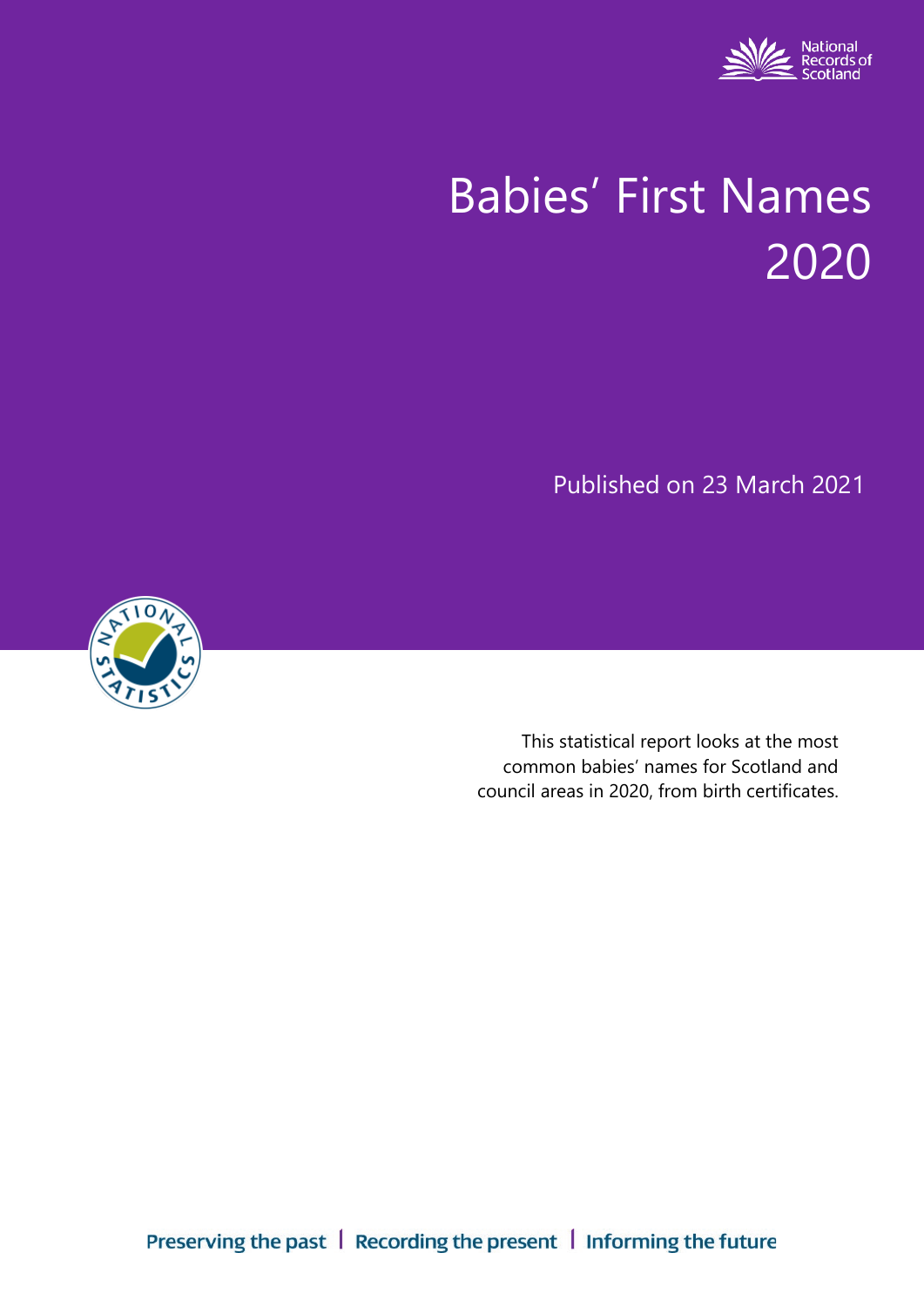National Records of Scotland

# Babies' First Names 2020

Published on 23 March 2021

This statistical report looks at the most common babies' names for Scotland and council areas in 2020, from birth certificates.

Preserving the past | Recording the present | Informing the future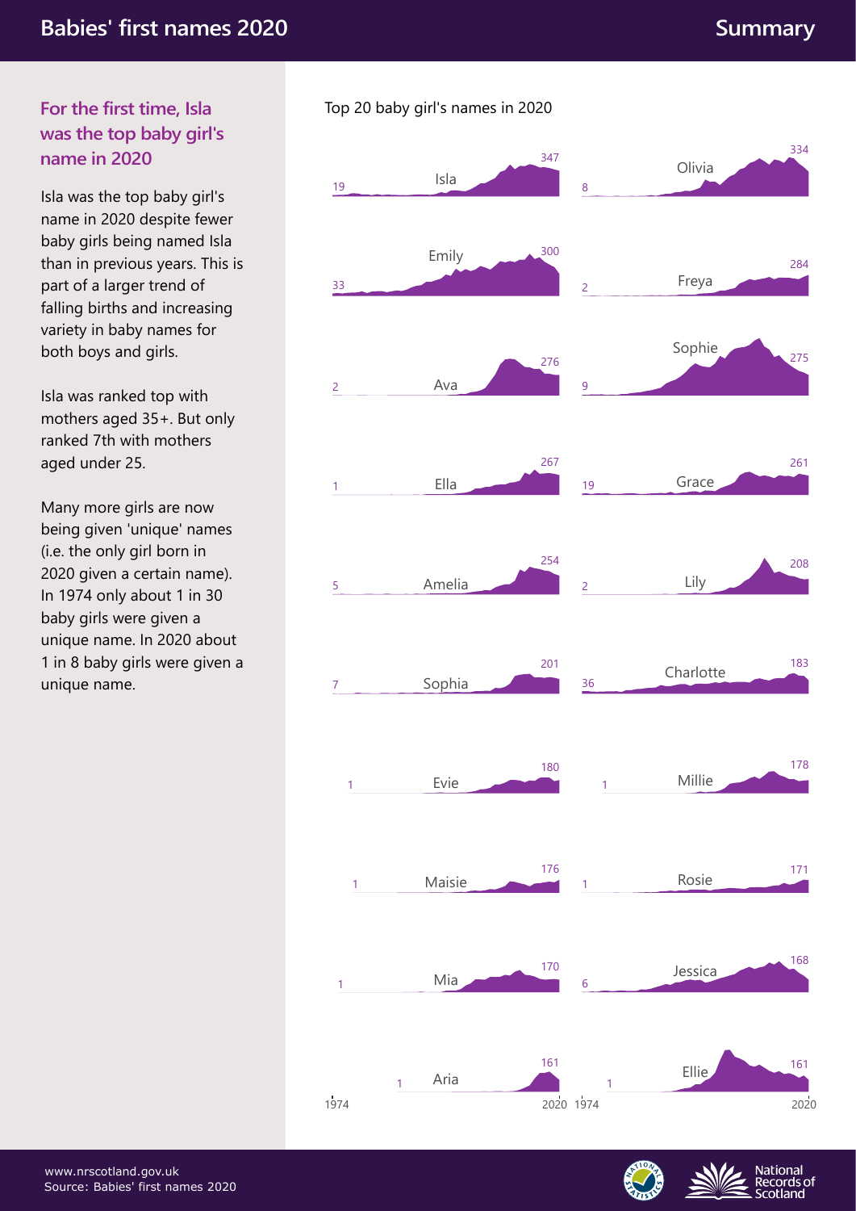# Babies' first names 2020

## For the first time, Isla was the top baby girl's name in 2020

Isla was the top baby girl's name in 2020 despite fewer baby girls being named Isla than in previous years. This is part of a larger trend of falling births and increasing variety in baby names for both boys and girls.

Isla was ranked top with mothers aged 35+. But only ranked 7th with mothers aged under 25.

Many more girls are now being given 'unique' names (i.e. the only girl born in 2020 given a certain name). In 1974 only about 1 in 30 baby girls were given a unique name. In 2020 about 1 in 8 baby girls were given a unique name.

Top 20 baby girl's names in 2020

| Name | First value shown (from 1974) | 2020 |
|---|---|---|
| Isla | 19 | 347 |
| Olivia | 8 | 334 |
| Emily | 33 | 300 |
| Freya | 2 | 284 |
| Ava | 2 | 276 |
| Sophie | 9 | 275 |
| Ella | 1 | 267 |
| Grace | 19 | 261 |
| Amelia | 5 | 254 |
| Lily | 2 | 208 |
| Sophia | 7 | 201 |
| Charlotte | 36 | 183 |
| Evie | 1 | 180 |
| Millie | 1 | 178 |
| Maisie | 1 | 176 |
| Rosie | 1 | 171 |
| Mia | 1 | 170 |
| Jessica | 6 | 168 |
| Aria | 1 | 161 |
| Ellie | 1 | 161 |

1974 – 2020

www.nrscotland.gov.uk
Source: Babies' first names 2020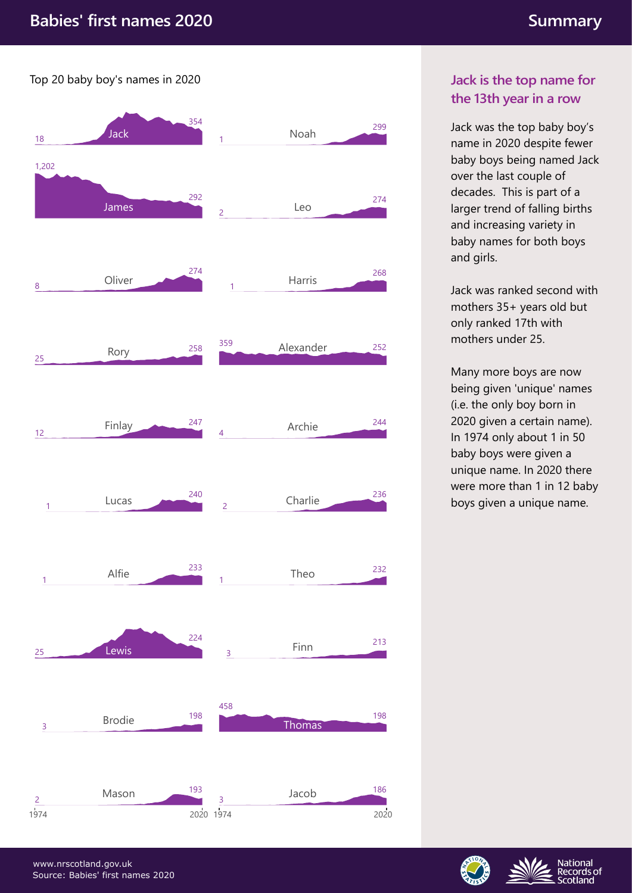# Babies' first names 2020

## Summary

Top 20 baby boy's names in 2020

| Name | 1974 | 2020 |
|---|---|---|
| Jack | 18 | 354 |
| Noah | 1 | 299 |
| James | 1,202 | 292 |
| Leo | 2 | 274 |
| Oliver | 8 | 274 |
| Harris | 1 | 268 |
| Rory | 25 | 258 |
| Alexander | 359 | 252 |
| Finlay | 12 | 247 |
| Archie | 4 | 244 |
| Lucas | 1 | 240 |
| Charlie | 2 | 236 |
| Alfie | 1 | 233 |
| Theo | 1 | 232 |
| Lewis | 25 | 224 |
| Finn | 3 | 213 |
| Brodie | 3 | 198 |
| Thomas | 458 | 198 |
| Mason | 2 | 193 |
| Jacob | 3 | 186 |

### Jack is the top name for the 13th year in a row

Jack was the top baby boy's name in 2020 despite fewer baby boys being named Jack over the last couple of decades. This is part of a larger trend of falling births and increasing variety in baby names for both boys and girls.

Jack was ranked second with mothers 35+ years old but only ranked 17th with mothers under 25.

Many more boys are now being given 'unique' names (i.e. the only boy born in 2020 given a certain name). In 1974 only about 1 in 50 baby boys were given a unique name. In 2020 there were more than 1 in 12 baby boys given a unique name.

www.nrscotland.gov.uk
Source: Babies' first names 2020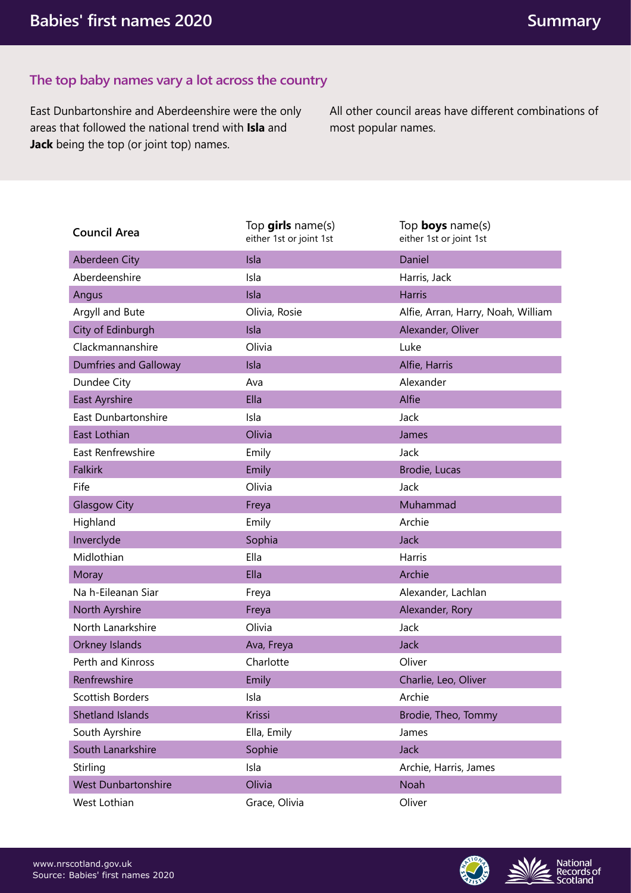## The top baby names vary a lot across the country

East Dunbartonshire and Aberdeenshire were the only areas that followed the national trend with **Isla** and **Jack** being the top (or joint top) names.

All other council areas have different combinations of most popular names.

| Council Area | Top **girls** name(s) either 1st or joint 1st | Top **boys** name(s) either 1st or joint 1st |
|---|---|---|
| Aberdeen City | Isla | Daniel |
| Aberdeenshire | Isla | Harris, Jack |
| Angus | Isla | Harris |
| Argyll and Bute | Olivia, Rosie | Alfie, Arran, Harry, Noah, William |
| City of Edinburgh | Isla | Alexander, Oliver |
| Clackmannanshire | Olivia | Luke |
| Dumfries and Galloway | Isla | Alfie, Harris |
| Dundee City | Ava | Alexander |
| East Ayrshire | Ella | Alfie |
| East Dunbartonshire | Isla | Jack |
| East Lothian | Olivia | James |
| East Renfrewshire | Emily | Jack |
| Falkirk | Emily | Brodie, Lucas |
| Fife | Olivia | Jack |
| Glasgow City | Freya | Muhammad |
| Highland | Emily | Archie |
| Inverclyde | Sophia | Jack |
| Midlothian | Ella | Harris |
| Moray | Ella | Archie |
| Na h-Eileanan Siar | Freya | Alexander, Lachlan |
| North Ayrshire | Freya | Alexander, Rory |
| North Lanarkshire | Olivia | Jack |
| Orkney Islands | Ava, Freya | Jack |
| Perth and Kinross | Charlotte | Oliver |
| Renfrewshire | Emily | Charlie, Leo, Oliver |
| Scottish Borders | Isla | Archie |
| Shetland Islands | Krissi | Brodie, Theo, Tommy |
| South Ayrshire | Ella, Emily | James |
| South Lanarkshire | Sophie | Jack |
| Stirling | Isla | Archie, Harris, James |
| West Dunbartonshire | Olivia | Noah |
| West Lothian | Grace, Olivia | Oliver |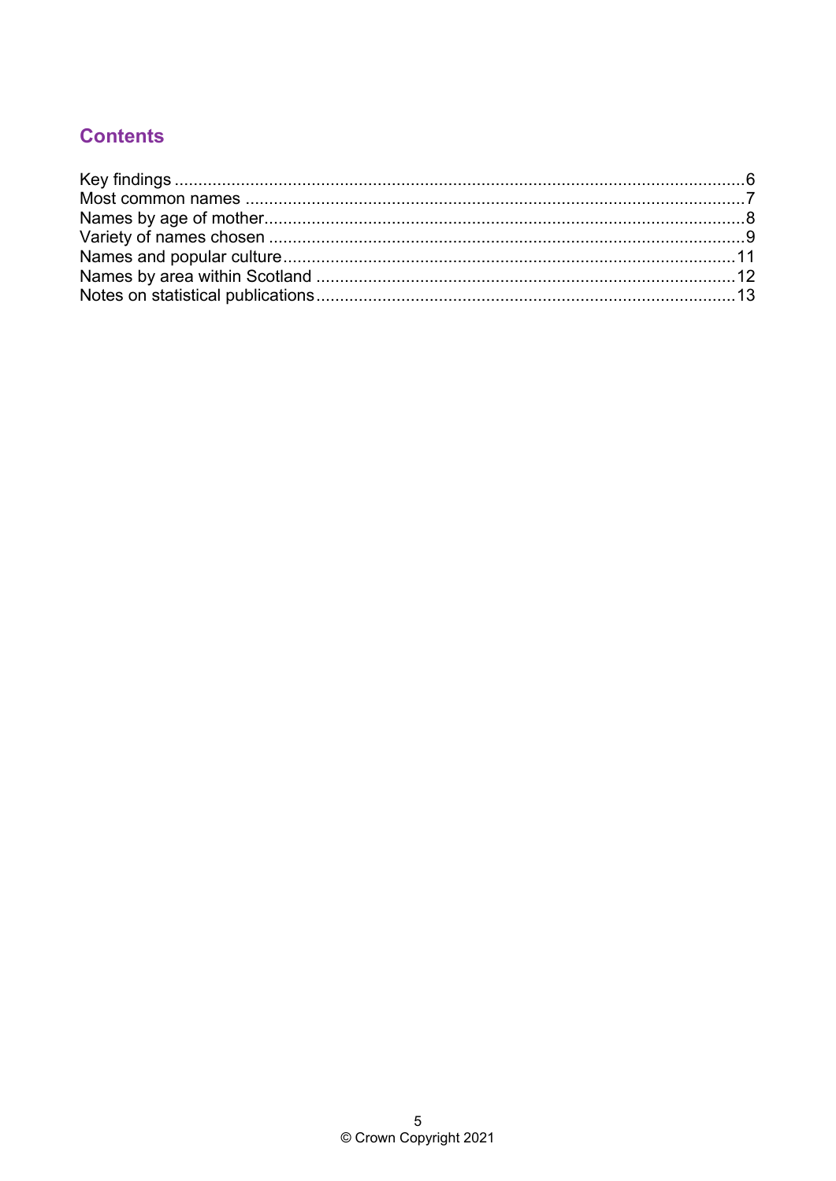## Contents

Key findings .......................................................................................................................6
Most common names ........................................................................................................7
Names by age of mother....................................................................................................8
Variety of names chosen ...................................................................................................9
Names and popular culture..............................................................................................11
Names by area within Scotland .......................................................................................12
Notes on statistical publications.......................................................................................13

© Crown Copyright 2021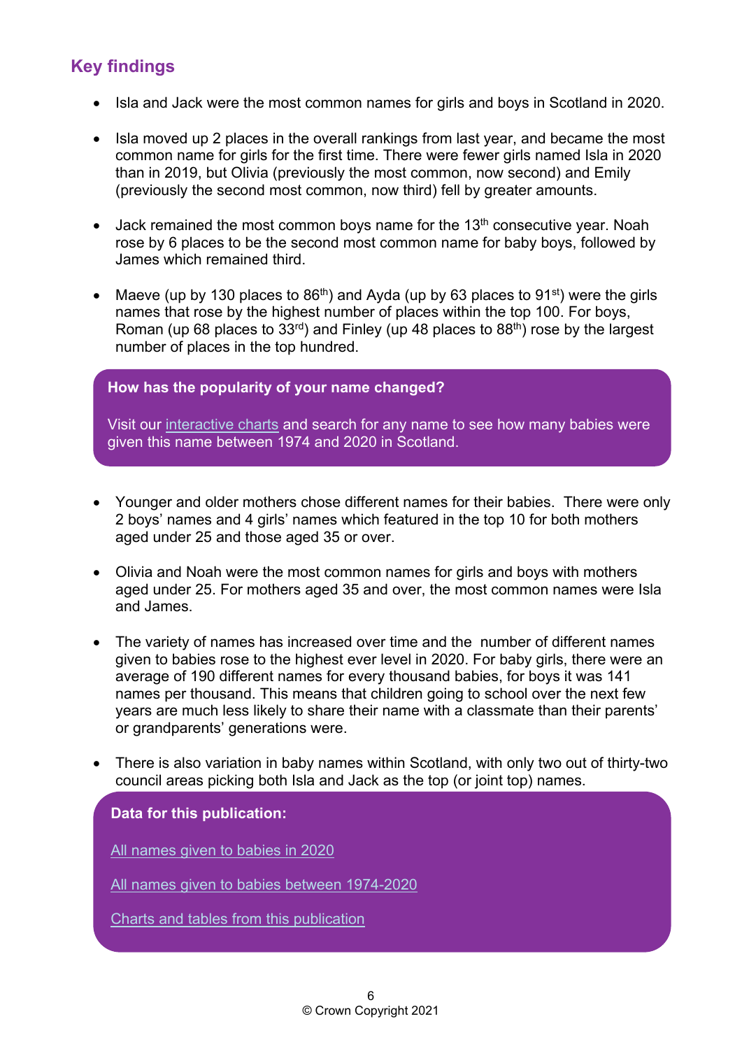## Key findings

- Isla and Jack were the most common names for girls and boys in Scotland in 2020.
- Isla moved up 2 places in the overall rankings from last year, and became the most common name for girls for the first time. There were fewer girls named Isla in 2020 than in 2019, but Olivia (previously the most common, now second) and Emily (previously the second most common, now third) fell by greater amounts.
- Jack remained the most common boys name for the 13th consecutive year. Noah rose by 6 places to be the second most common name for baby boys, followed by James which remained third.
- Maeve (up by 130 places to 86th) and Ayda (up by 63 places to 91st) were the girls names that rose by the highest number of places within the top 100. For boys, Roman (up 68 places to 33rd) and Finley (up 48 places to 88th) rose by the largest number of places in the top hundred.

**How has the popularity of your name changed?**

Visit our interactive charts and search for any name to see how many babies were given this name between 1974 and 2020 in Scotland.

- Younger and older mothers chose different names for their babies. There were only 2 boys' names and 4 girls' names which featured in the top 10 for both mothers aged under 25 and those aged 35 or over.
- Olivia and Noah were the most common names for girls and boys with mothers aged under 25. For mothers aged 35 and over, the most common names were Isla and James.
- The variety of names has increased over time and the number of different names given to babies rose to the highest ever level in 2020. For baby girls, there were an average of 190 different names for every thousand babies, for boys it was 141 names per thousand. This means that children going to school over the next few years are much less likely to share their name with a classmate than their parents' or grandparents' generations were.
- There is also variation in baby names within Scotland, with only two out of thirty-two council areas picking both Isla and Jack as the top (or joint top) names.

**Data for this publication:**

All names given to babies in 2020

All names given to babies between 1974-2020

Charts and tables from this publication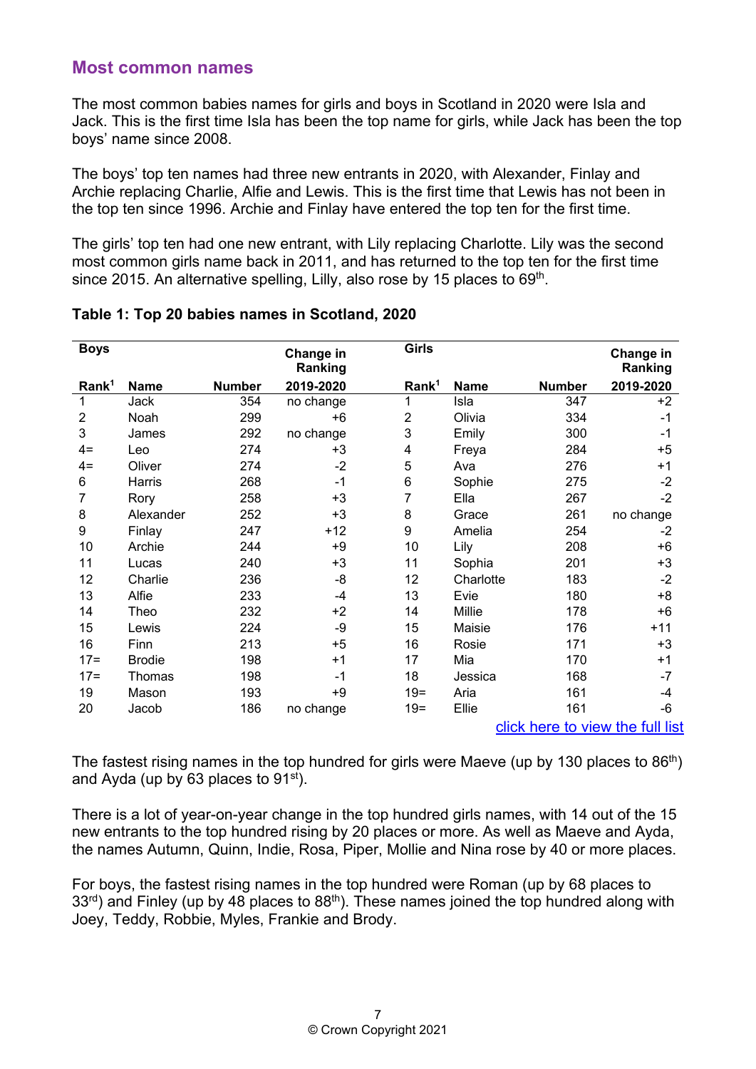## Most common names

The most common babies names for girls and boys in Scotland in 2020 were Isla and Jack. This is the first time Isla has been the top name for girls, while Jack has been the top boys' name since 2008.

The boys' top ten names had three new entrants in 2020, with Alexander, Finlay and Archie replacing Charlie, Alfie and Lewis. This is the first time that Lewis has not been in the top ten since 1996. Archie and Finlay have entered the top ten for the first time.

The girls' top ten had one new entrant, with Lily replacing Charlotte. Lily was the second most common girls name back in 2011, and has returned to the top ten for the first time since 2015. An alternative spelling, Lilly, also rose by 15 places to 69th.

**Table 1: Top 20 babies names in Scotland, 2020**

| Boys | | | Change in Ranking | Girls | | | Change in Ranking |
|---|---|---|---|---|---|---|---|
| Rank[1] | Name | Number | 2019-2020 | Rank[1] | Name | Number | 2019-2020 |
| 1 | Jack | 354 | no change | 1 | Isla | 347 | +2 |
| 2 | Noah | 299 | +6 | 2 | Olivia | 334 | -1 |
| 3 | James | 292 | no change | 3 | Emily | 300 | -1 |
| 4= | Leo | 274 | +3 | 4 | Freya | 284 | +5 |
| 4= | Oliver | 274 | -2 | 5 | Ava | 276 | +1 |
| 6 | Harris | 268 | -1 | 6 | Sophie | 275 | -2 |
| 7 | Rory | 258 | +3 | 7 | Ella | 267 | -2 |
| 8 | Alexander | 252 | +3 | 8 | Grace | 261 | no change |
| 9 | Finlay | 247 | +12 | 9 | Amelia | 254 | -2 |
| 10 | Archie | 244 | +9 | 10 | Lily | 208 | +6 |
| 11 | Lucas | 240 | +3 | 11 | Sophia | 201 | +3 |
| 12 | Charlie | 236 | -8 | 12 | Charlotte | 183 | -2 |
| 13 | Alfie | 233 | -4 | 13 | Evie | 180 | +8 |
| 14 | Theo | 232 | +2 | 14 | Millie | 178 | +6 |
| 15 | Lewis | 224 | -9 | 15 | Maisie | 176 | +11 |
| 16 | Finn | 213 | +5 | 16 | Rosie | 171 | +3 |
| 17= | Brodie | 198 | +1 | 17 | Mia | 170 | +1 |
| 17= | Thomas | 198 | -1 | 18 | Jessica | 168 | -7 |
| 19 | Mason | 193 | +9 | 19= | Aria | 161 | -4 |
| 20 | Jacob | 186 | no change | 19= | Ellie | 161 | -6 |

[click here to view the full list]

The fastest rising names in the top hundred for girls were Maeve (up by 130 places to 86th) and Ayda (up by 63 places to 91st).

There is a lot of year-on-year change in the top hundred girls names, with 14 out of the 15 new entrants to the top hundred rising by 20 places or more. As well as Maeve and Ayda, the names Autumn, Quinn, Indie, Rosa, Piper, Mollie and Nina rose by 40 or more places.

For boys, the fastest rising names in the top hundred were Roman (up by 68 places to 33rd) and Finley (up by 48 places to 88th). These names joined the top hundred along with Joey, Teddy, Robbie, Myles, Frankie and Brody.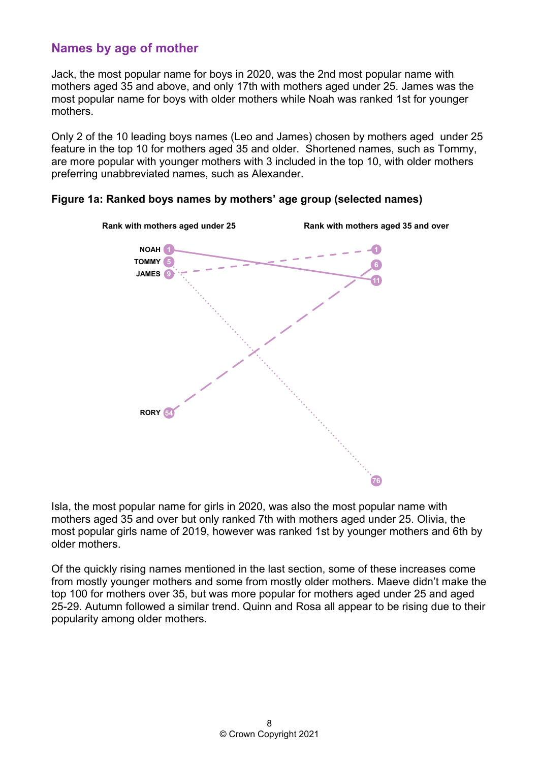## Names by age of mother

Jack, the most popular name for boys in 2020, was the 2nd most popular name with mothers aged 35 and above, and only 17th with mothers aged under 25. James was the most popular name for boys with older mothers while Noah was ranked 1st for younger mothers.

Only 2 of the 10 leading boys names (Leo and James) chosen by mothers aged under 25 feature in the top 10 for mothers aged 35 and older. Shortened names, such as Tommy, are more popular with younger mothers with 3 included in the top 10, with older mothers preferring unabbreviated names, such as Alexander.

**Figure 1a: Ranked boys names by mothers' age group (selected names)**

| Name | Rank with mothers aged under 25 | Rank with mothers aged 35 and over |
| --- | --- | --- |
| NOAH | 1 | 11 |
| TOMMY | 5 | 76 |
| JAMES | 9 | 1 |
| RORY | 54 | 6 |

Isla, the most popular name for girls in 2020, was also the most popular name with mothers aged 35 and over but only ranked 7th with mothers aged under 25. Olivia, the most popular girls name of 2019, however was ranked 1st by younger mothers and 6th by older mothers.

Of the quickly rising names mentioned in the last section, some of these increases come from mostly younger mothers and some from mostly older mothers. Maeve didn't make the top 100 for mothers over 35, but was more popular for mothers aged under 25 and aged 25-29. Autumn followed a similar trend. Quinn and Rosa all appear to be rising due to their popularity among older mothers.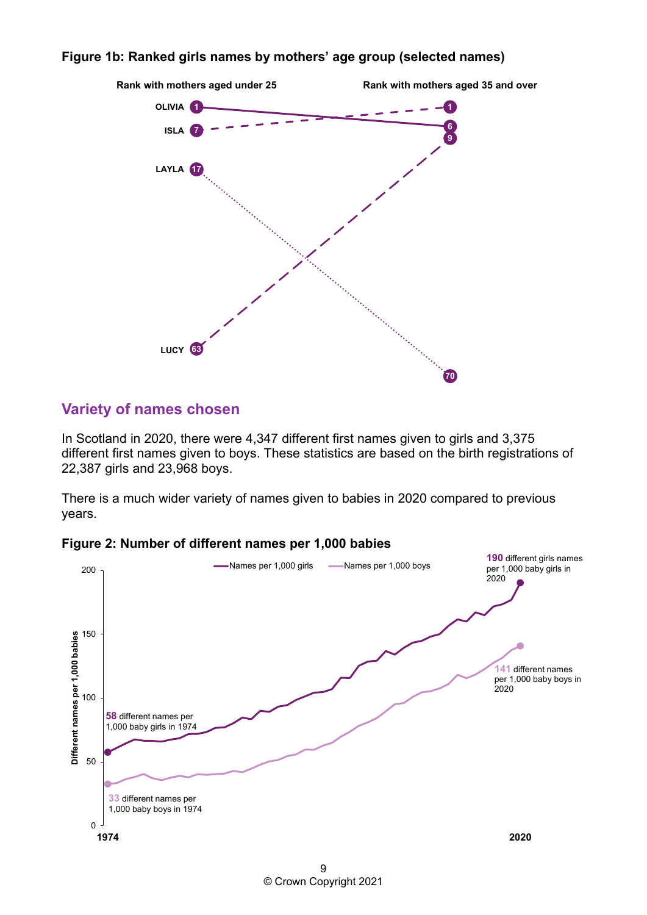**Figure 1b: Ranked girls names by mothers' age group (selected names)**

| Name | Rank with mothers aged under 25 | Rank with mothers aged 35 and over |
|---|---|---|
| OLIVIA | 1 | 6 |
| ISLA | 7 | 1 |
| LAYLA | 17 | 70 |
| LUCY | 63 | 9 |

## Variety of names chosen

In Scotland in 2020, there were 4,347 different first names given to girls and 3,375 different first names given to boys. These statistics are based on the birth registrations of 22,387 girls and 23,968 boys.

There is a much wider variety of names given to babies in 2020 compared to previous years.

**Figure 2: Number of different names per 1,000 babies**

- **58** different names per 1,000 baby girls in 1974
- **190** different girls names per 1,000 baby girls in 2020
- **33** different names per 1,000 baby boys in 1974
- **141** different names per 1,000 baby boys in 2020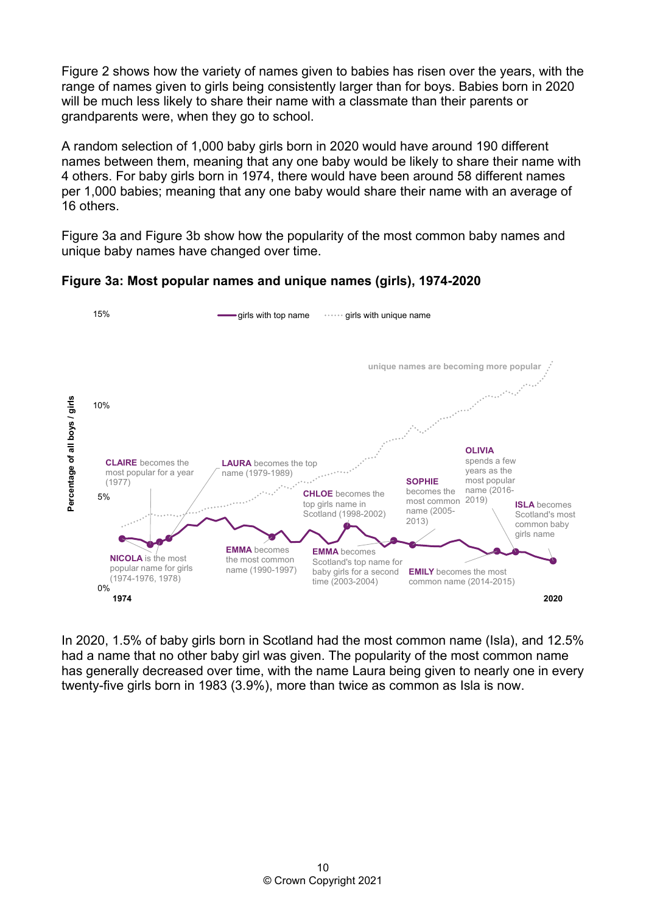Figure 2 shows how the variety of names given to babies has risen over the years, with the range of names given to girls being consistently larger than for boys. Babies born in 2020 will be much less likely to share their name with a classmate than their parents or grandparents were, when they go to school.

A random selection of 1,000 baby girls born in 2020 would have around 190 different names between them, meaning that any one baby would be likely to share their name with 4 others. For baby girls born in 1974, there would have been around 58 different names per 1,000 babies; meaning that any one baby would share their name with an average of 16 others.

Figure 3a and Figure 3b show how the popularity of the most common baby names and unique baby names have changed over time.

**Figure 3a: Most popular names and unique names (girls), 1974-2020**

In 2020, 1.5% of baby girls born in Scotland had the most common name (Isla), and 12.5% had a name that no other baby girl was given. The popularity of the most common name has generally decreased over time, with the name Laura being given to nearly one in every twenty-five girls born in 1983 (3.9%), more than twice as common as Isla is now.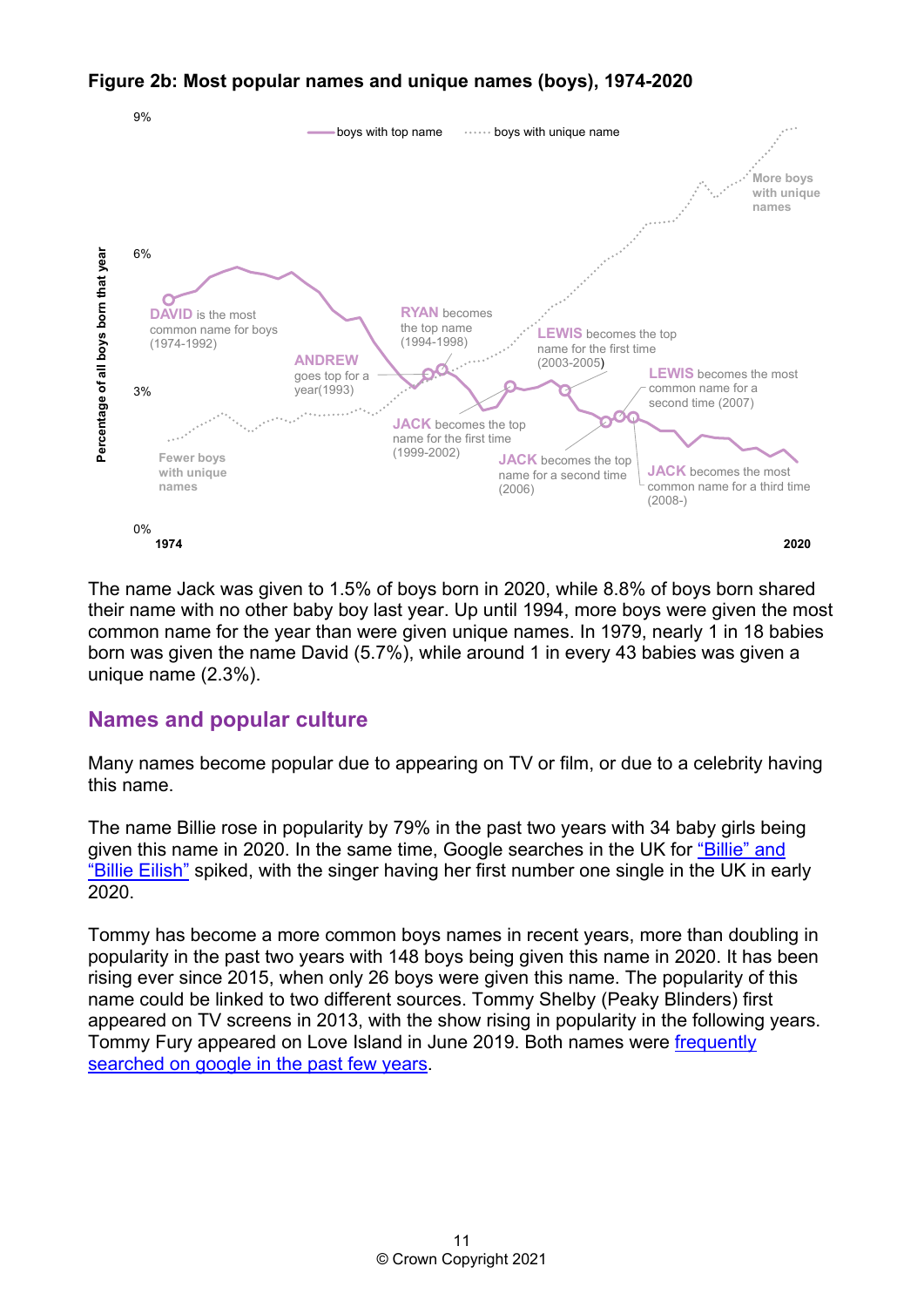**Figure 2b: Most popular names and unique names (boys), 1974-2020**

The name Jack was given to 1.5% of boys born in 2020, while 8.8% of boys born shared their name with no other baby boy last year. Up until 1994, more boys were given the most common name for the year than were given unique names. In 1979, nearly 1 in 18 babies born was given the name David (5.7%), while around 1 in every 43 babies was given a unique name (2.3%).

## Names and popular culture

Many names become popular due to appearing on TV or film, or due to a celebrity having this name.

The name Billie rose in popularity by 79% in the past two years with 34 baby girls being given this name in 2020. In the same time, Google searches in the UK for "Billie" and "Billie Eilish" spiked, with the singer having her first number one single in the UK in early 2020.

Tommy has become a more common boys names in recent years, more than doubling in popularity in the past two years with 148 boys being given this name in 2020. It has been rising ever since 2015, when only 26 boys were given this name. The popularity of this name could be linked to two different sources. Tommy Shelby (Peaky Blinders) first appeared on TV screens in 2013, with the show rising in popularity in the following years. Tommy Fury appeared on Love Island in June 2019. Both names were frequently searched on google in the past few years.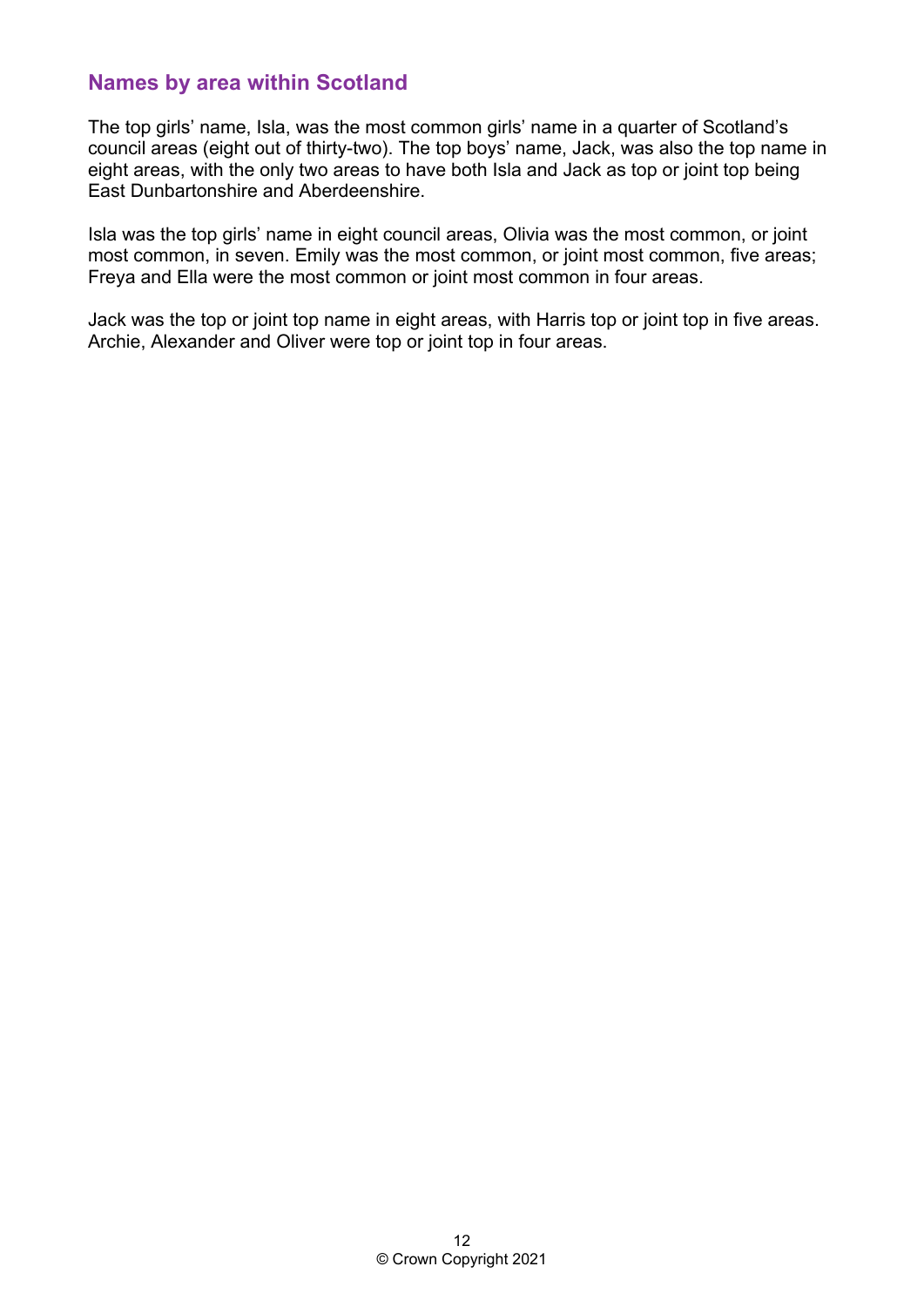## Names by area within Scotland

The top girls' name, Isla, was the most common girls' name in a quarter of Scotland's council areas (eight out of thirty-two). The top boys' name, Jack, was also the top name in eight areas, with the only two areas to have both Isla and Jack as top or joint top being East Dunbartonshire and Aberdeenshire.

Isla was the top girls' name in eight council areas, Olivia was the most common, or joint most common, in seven. Emily was the most common, or joint most common, five areas; Freya and Ella were the most common or joint most common in four areas.

Jack was the top or joint top name in eight areas, with Harris top or joint top in five areas. Archie, Alexander and Oliver were top or joint top in four areas.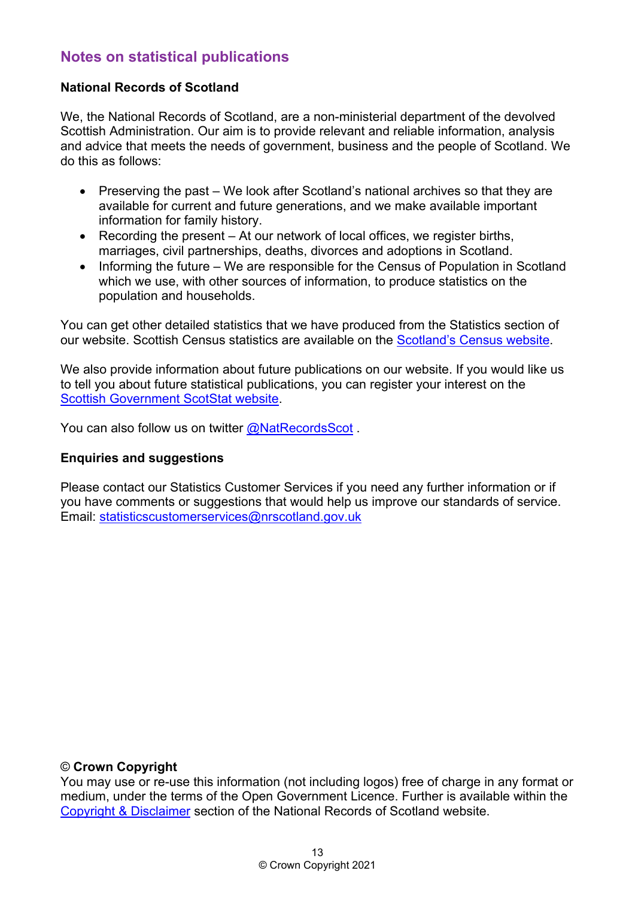## Notes on statistical publications

### National Records of Scotland

We, the National Records of Scotland, are a non-ministerial department of the devolved Scottish Administration. Our aim is to provide relevant and reliable information, analysis and advice that meets the needs of government, business and the people of Scotland. We do this as follows:

- Preserving the past – We look after Scotland's national archives so that they are available for current and future generations, and we make available important information for family history.
- Recording the present – At our network of local offices, we register births, marriages, civil partnerships, deaths, divorces and adoptions in Scotland.
- Informing the future – We are responsible for the Census of Population in Scotland which we use, with other sources of information, to produce statistics on the population and households.

You can get other detailed statistics that we have produced from the Statistics section of our website. Scottish Census statistics are available on the Scotland's Census website.

We also provide information about future publications on our website. If you would like us to tell you about future statistical publications, you can register your interest on the Scottish Government ScotStat website.

You can also follow us on twitter @NatRecordsScot .

### Enquiries and suggestions

Please contact our Statistics Customer Services if you need any further information or if you have comments or suggestions that would help us improve our standards of service.
Email: statisticscustomerservices@nrscotland.gov.uk

**© Crown Copyright**
You may use or re-use this information (not including logos) free of charge in any format or medium, under the terms of the Open Government Licence. Further is available within the Copyright & Disclaimer section of the National Records of Scotland website.